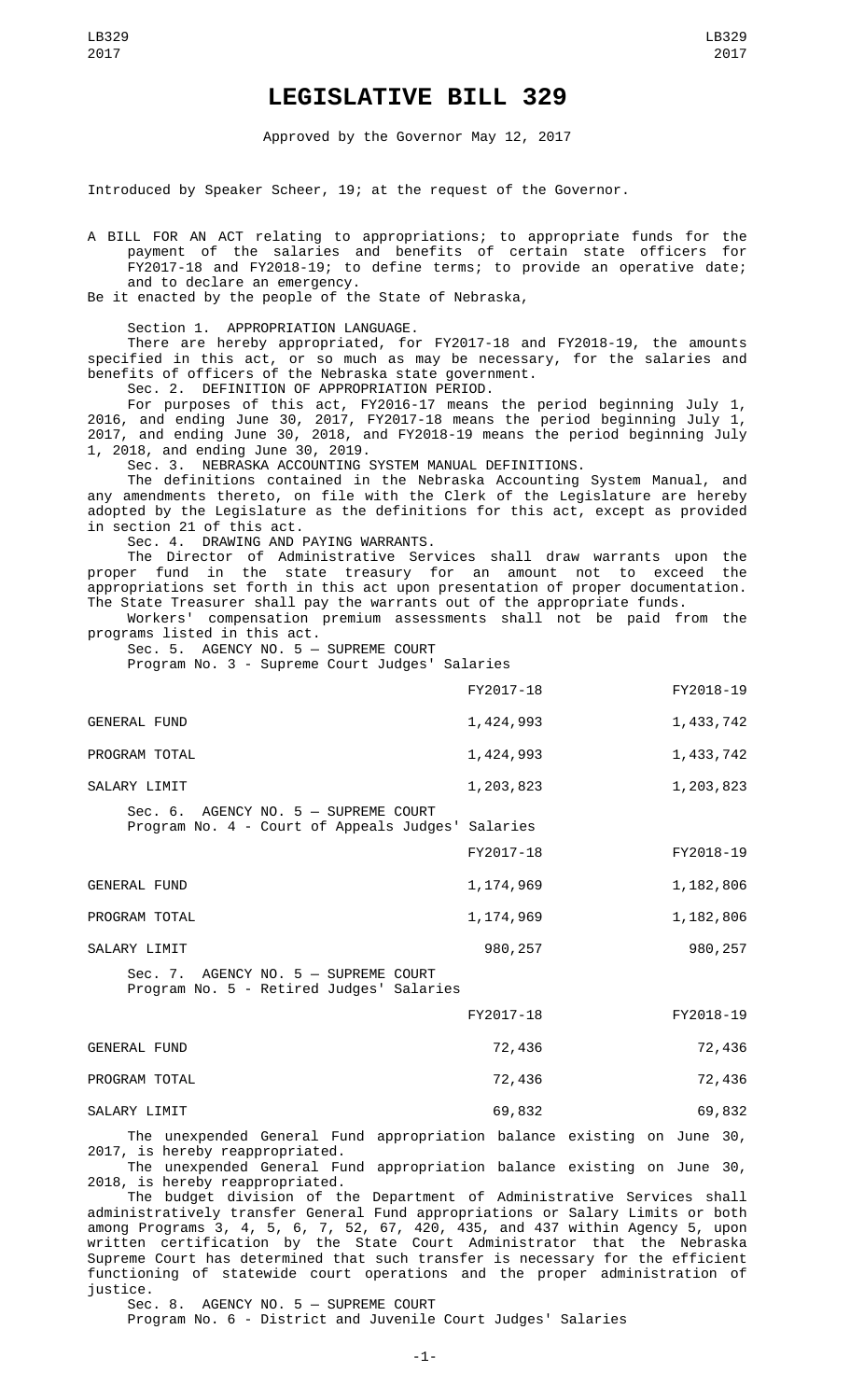# LEGISLATIVE BILL 329

Approved by the Governor May 12, 2017

Introduced by Speaker Scheer, 19; at the request of the Governor.

A BILL FOR AN ACT relating to appropriations; to appropriate funds for the payment of the salaries and benefits of certain state officers for FY2017-18 and FY2018-19; to define terms; to provide an operative date; and to declare an emergency.

Be it enacted by the people of the State of Nebraska,

Section 1. APPROPRIATION LANGUAGE.

There are hereby appropriated, for FY2017-18 and FY2018-19, the amounts specified in this act, or so much as may be necessary, for the salaries and benefits of officers of the Nebraska state government.

Sec. 2. DEFINITION OF APPROPRIATION PERIOD.

For purposes of this act, FY2016-17 means the period beginning July 1, 2016, and ending June 30, 2017, FY2017-18 means the period beginning July 1, 2017, and ending June 30, 2018, and FY2018-19 means the period beginning July 1, 2018, and ending June 30, 2019.

Sec. 3. NEBRASKA ACCOUNTING SYSTEM MANUAL DEFINITIONS.

The definitions contained in the Nebraska Accounting System Manual, and any amendments thereto, on file with the Clerk of the Legislature are hereby adopted by the Legislature as the definitions for this act, except as provided in section 21 of this act.

Sec. 4. DRAWING AND PAYING WARRANTS.

The Director of Administrative Services shall draw warrants upon the proper fund in the state treasury for an amount not to exceed the appropriations set forth in this act upon presentation of proper documentation. The State Treasurer shall pay the warrants out of the appropriate funds.

Workers' compensation premium assessments shall not be paid from the programs listed in this act.

Sec. 5. AGENCY NO. 5 — SUPREME COURT

Program No. 3 - Supreme Court Judges' Salaries

| | FY2017-18 | FY2018-19 |
|---|---|---|
| GENERAL FUND | 1,424,993 | 1,433,742 |
| PROGRAM TOTAL | 1,424,993 | 1,433,742 |
| SALARY LIMIT | 1,203,823 | 1,203,823 |

Sec. 6. AGENCY NO. 5 — SUPREME COURT

Program No. 4 - Court of Appeals Judges' Salaries

| | FY2017-18 | FY2018-19 |
|---|---|---|
| GENERAL FUND | 1,174,969 | 1,182,806 |
| PROGRAM TOTAL | 1,174,969 | 1,182,806 |
| SALARY LIMIT | 980,257 | 980,257 |

Sec. 7. AGENCY NO. 5 — SUPREME COURT

Program No. 5 - Retired Judges' Salaries

| | FY2017-18 | FY2018-19 |
|---|---|---|
| GENERAL FUND | 72,436 | 72,436 |
| PROGRAM TOTAL | 72,436 | 72,436 |
| SALARY LIMIT | 69,832 | 69,832 |

The unexpended General Fund appropriation balance existing on June 30, 2017, is hereby reappropriated.

The unexpended General Fund appropriation balance existing on June 30, 2018, is hereby reappropriated.

The budget division of the Department of Administrative Services shall administratively transfer General Fund appropriations or Salary Limits or both among Programs 3, 4, 5, 6, 7, 52, 67, 420, 435, and 437 within Agency 5, upon written certification by the State Court Administrator that the Nebraska Supreme Court has determined that such transfer is necessary for the efficient functioning of statewide court operations and the proper administration of justice.

Sec. 8. AGENCY NO. 5 — SUPREME COURT

Program No. 6 - District and Juvenile Court Judges' Salaries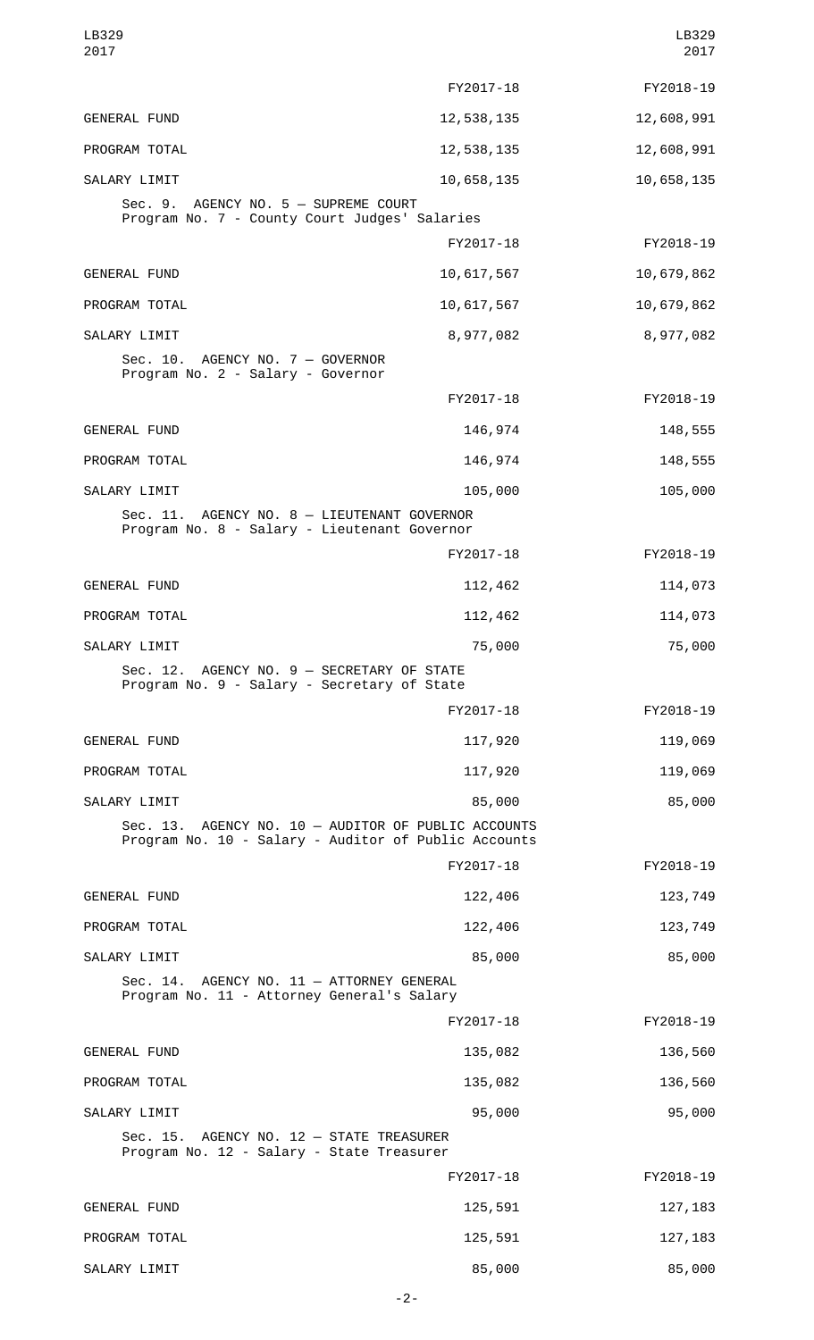| | FY2017-18 | FY2018-19 |
|---|---|---|
| GENERAL FUND | 12,538,135 | 12,608,991 |
| PROGRAM TOTAL | 12,538,135 | 12,608,991 |
| SALARY LIMIT | 10,658,135 | 10,658,135 |

Sec. 9. AGENCY NO. 5 — SUPREME COURT
Program No. 7 - County Court Judges' Salaries

| | FY2017-18 | FY2018-19 |
|---|---|---|
| GENERAL FUND | 10,617,567 | 10,679,862 |
| PROGRAM TOTAL | 10,617,567 | 10,679,862 |
| SALARY LIMIT | 8,977,082 | 8,977,082 |

Sec. 10. AGENCY NO. 7 — GOVERNOR
Program No. 2 - Salary - Governor

| | FY2017-18 | FY2018-19 |
|---|---|---|
| GENERAL FUND | 146,974 | 148,555 |
| PROGRAM TOTAL | 146,974 | 148,555 |
| SALARY LIMIT | 105,000 | 105,000 |

Sec. 11. AGENCY NO. 8 — LIEUTENANT GOVERNOR
Program No. 8 - Salary - Lieutenant Governor

| | FY2017-18 | FY2018-19 |
|---|---|---|
| GENERAL FUND | 112,462 | 114,073 |
| PROGRAM TOTAL | 112,462 | 114,073 |
| SALARY LIMIT | 75,000 | 75,000 |

Sec. 12. AGENCY NO. 9 — SECRETARY OF STATE
Program No. 9 - Salary - Secretary of State

| | FY2017-18 | FY2018-19 |
|---|---|---|
| GENERAL FUND | 117,920 | 119,069 |
| PROGRAM TOTAL | 117,920 | 119,069 |
| SALARY LIMIT | 85,000 | 85,000 |

Sec. 13. AGENCY NO. 10 — AUDITOR OF PUBLIC ACCOUNTS
Program No. 10 - Salary - Auditor of Public Accounts

| | FY2017-18 | FY2018-19 |
|---|---|---|
| GENERAL FUND | 122,406 | 123,749 |
| PROGRAM TOTAL | 122,406 | 123,749 |
| SALARY LIMIT | 85,000 | 85,000 |

Sec. 14. AGENCY NO. 11 — ATTORNEY GENERAL
Program No. 11 - Attorney General's Salary

| | FY2017-18 | FY2018-19 |
|---|---|---|
| GENERAL FUND | 135,082 | 136,560 |
| PROGRAM TOTAL | 135,082 | 136,560 |
| SALARY LIMIT | 95,000 | 95,000 |

Sec. 15. AGENCY NO. 12 — STATE TREASURER
Program No. 12 - Salary - State Treasurer

| | FY2017-18 | FY2018-19 |
|---|---|---|
| GENERAL FUND | 125,591 | 127,183 |
| PROGRAM TOTAL | 125,591 | 127,183 |
| SALARY LIMIT | 85,000 | 85,000 |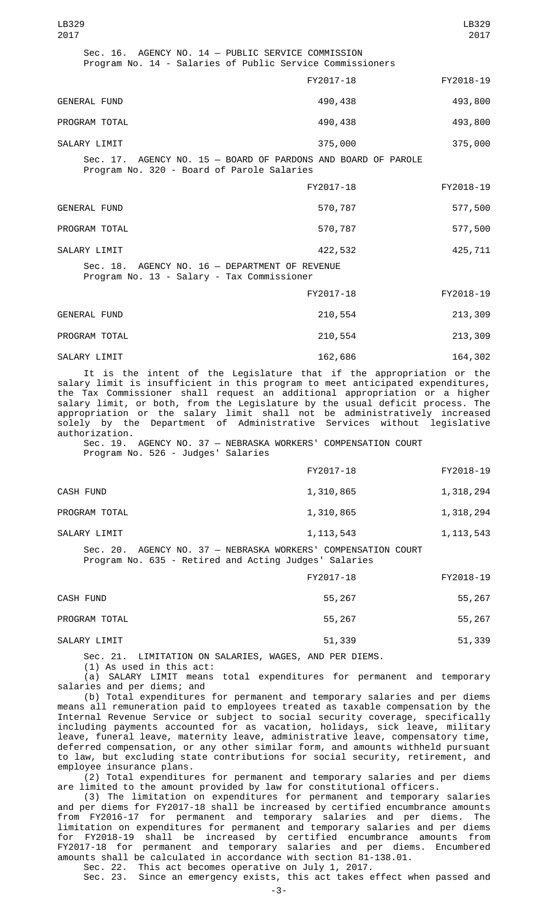Sec. 16. AGENCY NO. 14 — PUBLIC SERVICE COMMISSION
Program No. 14 - Salaries of Public Service Commissioners

| | FY2017-18 | FY2018-19 |
|---|---|---|
| GENERAL FUND | 490,438 | 493,800 |
| PROGRAM TOTAL | 490,438 | 493,800 |
| SALARY LIMIT | 375,000 | 375,000 |

Sec. 17. AGENCY NO. 15 — BOARD OF PARDONS AND BOARD OF PAROLE
Program No. 320 - Board of Parole Salaries

| | FY2017-18 | FY2018-19 |
|---|---|---|
| GENERAL FUND | 570,787 | 577,500 |
| PROGRAM TOTAL | 570,787 | 577,500 |
| SALARY LIMIT | 422,532 | 425,711 |

Sec. 18. AGENCY NO. 16 — DEPARTMENT OF REVENUE
Program No. 13 - Salary - Tax Commissioner

| | FY2017-18 | FY2018-19 |
|---|---|---|
| GENERAL FUND | 210,554 | 213,309 |
| PROGRAM TOTAL | 210,554 | 213,309 |
| SALARY LIMIT | 162,686 | 164,302 |

It is the intent of the Legislature that if the appropriation or the salary limit is insufficient in this program to meet anticipated expenditures, the Tax Commissioner shall request an additional appropriation or a higher salary limit, or both, from the Legislature by the usual deficit process. The appropriation or the salary limit shall not be administratively increased solely by the Department of Administrative Services without legislative authorization.

Sec. 19. AGENCY NO. 37 — NEBRASKA WORKERS' COMPENSATION COURT
Program No. 526 - Judges' Salaries

| | FY2017-18 | FY2018-19 |
|---|---|---|
| CASH FUND | 1,310,865 | 1,318,294 |
| PROGRAM TOTAL | 1,310,865 | 1,318,294 |
| SALARY LIMIT | 1,113,543 | 1,113,543 |

Sec. 20. AGENCY NO. 37 — NEBRASKA WORKERS' COMPENSATION COURT
Program No. 635 - Retired and Acting Judges' Salaries

| | FY2017-18 | FY2018-19 |
|---|---|---|
| CASH FUND | 55,267 | 55,267 |
| PROGRAM TOTAL | 55,267 | 55,267 |
| SALARY LIMIT | 51,339 | 51,339 |

Sec. 21. LIMITATION ON SALARIES, WAGES, AND PER DIEMS.

(1) As used in this act:

(a) SALARY LIMIT means total expenditures for permanent and temporary salaries and per diems; and

(b) Total expenditures for permanent and temporary salaries and per diems means all remuneration paid to employees treated as taxable compensation by the Internal Revenue Service or subject to social security coverage, specifically including payments accounted for as vacation, holidays, sick leave, military leave, funeral leave, maternity leave, administrative leave, compensatory time, deferred compensation, or any other similar form, and amounts withheld pursuant to law, but excluding state contributions for social security, retirement, and employee insurance plans.

(2) Total expenditures for permanent and temporary salaries and per diems are limited to the amount provided by law for constitutional officers.

(3) The limitation on expenditures for permanent and temporary salaries and per diems for FY2017-18 shall be increased by certified encumbrance amounts from FY2016-17 for permanent and temporary salaries and per diems. The limitation on expenditures for permanent and temporary salaries and per diems for FY2018-19 shall be increased by certified encumbrance amounts from FY2017-18 for permanent and temporary salaries and per diems. Encumbered amounts shall be calculated in accordance with section 81-138.01.

Sec. 22. This act becomes operative on July 1, 2017.

Sec. 23. Since an emergency exists, this act takes effect when passed and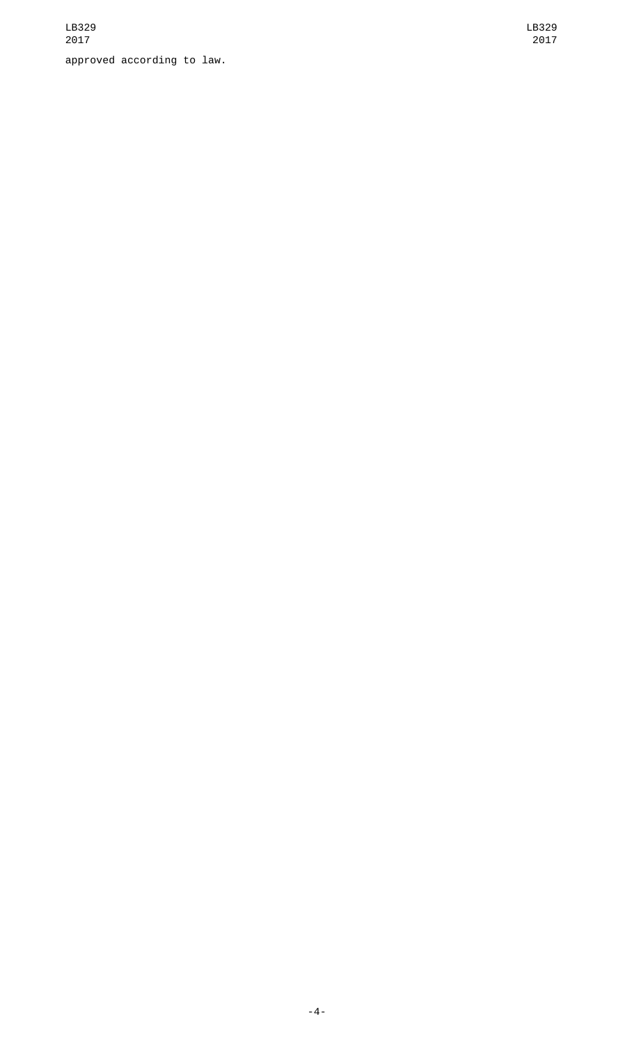approved according to law.